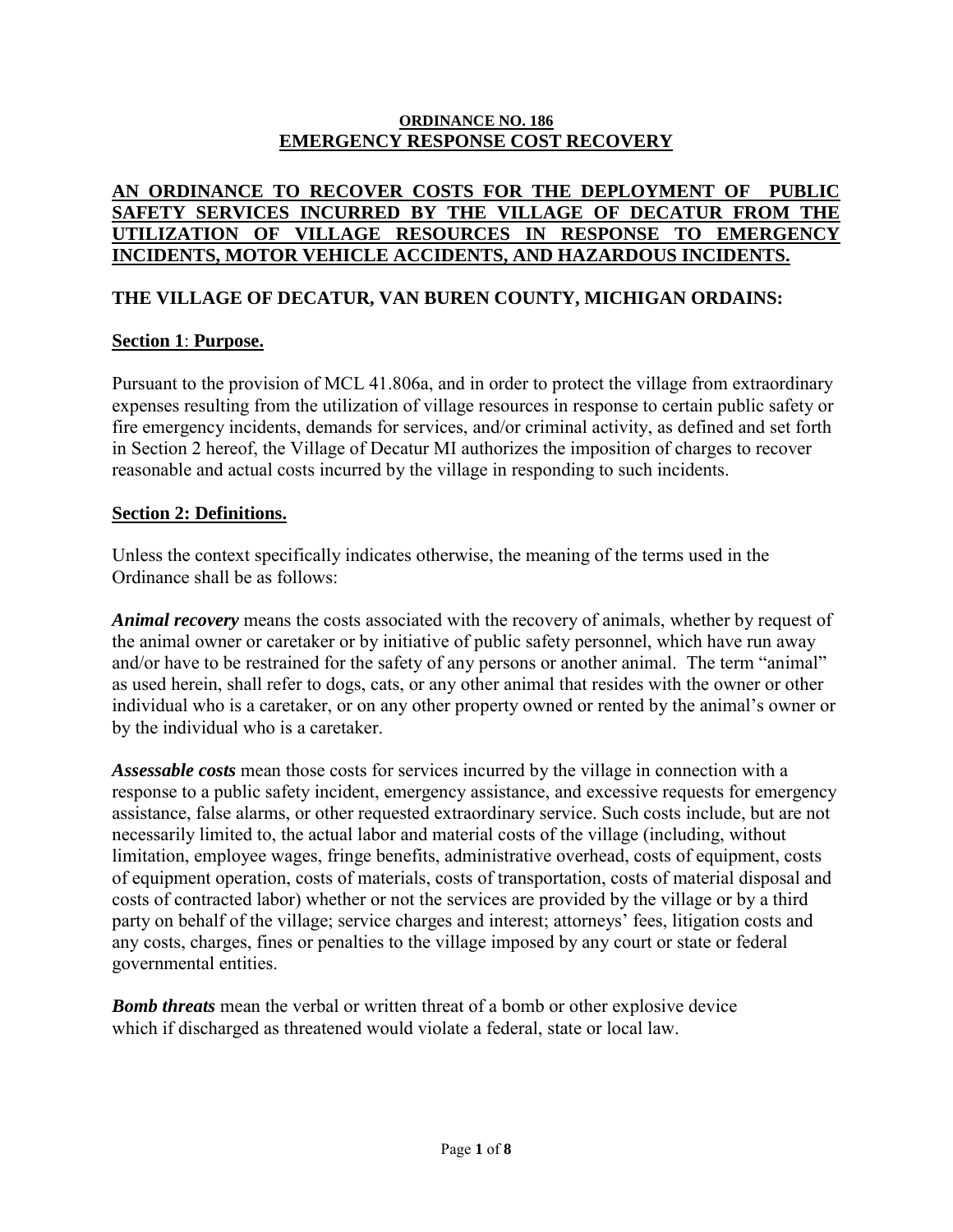# ORDINANCE NO. 186
# EMERGENCY RESPONSE COST RECOVERY

## AN ORDINANCE TO RECOVER COSTS FOR THE DEPLOYMENT OF PUBLIC SAFETY SERVICES INCURRED BY THE VILLAGE OF DECATUR FROM THE UTILIZATION OF VILLAGE RESOURCES IN RESPONSE TO EMERGENCY INCIDENTS, MOTOR VEHICLE ACCIDENTS, AND HAZARDOUS INCIDENTS.

## THE VILLAGE OF DECATUR, VAN BUREN COUNTY, MICHIGAN ORDAINS:

### Section 1: Purpose.

Pursuant to the provision of MCL 41.806a, and in order to protect the village from extraordinary expenses resulting from the utilization of village resources in response to certain public safety or fire emergency incidents, demands for services, and/or criminal activity, as defined and set forth in Section 2 hereof, the Village of Decatur MI authorizes the imposition of charges to recover reasonable and actual costs incurred by the village in responding to such incidents.

### Section 2: Definitions.

Unless the context specifically indicates otherwise, the meaning of the terms used in the Ordinance shall be as follows:

***Animal recovery*** means the costs associated with the recovery of animals, whether by request of the animal owner or caretaker or by initiative of public safety personnel, which have run away and/or have to be restrained for the safety of any persons or another animal. The term "animal" as used herein, shall refer to dogs, cats, or any other animal that resides with the owner or other individual who is a caretaker, or on any other property owned or rented by the animal's owner or by the individual who is a caretaker.

***Assessable costs*** mean those costs for services incurred by the village in connection with a response to a public safety incident, emergency assistance, and excessive requests for emergency assistance, false alarms, or other requested extraordinary service. Such costs include, but are not necessarily limited to, the actual labor and material costs of the village (including, without limitation, employee wages, fringe benefits, administrative overhead, costs of equipment, costs of equipment operation, costs of materials, costs of transportation, costs of material disposal and costs of contracted labor) whether or not the services are provided by the village or by a third party on behalf of the village; service charges and interest; attorneys' fees, litigation costs and any costs, charges, fines or penalties to the village imposed by any court or state or federal governmental entities.

***Bomb threats*** mean the verbal or written threat of a bomb or other explosive device which if discharged as threatened would violate a federal, state or local law.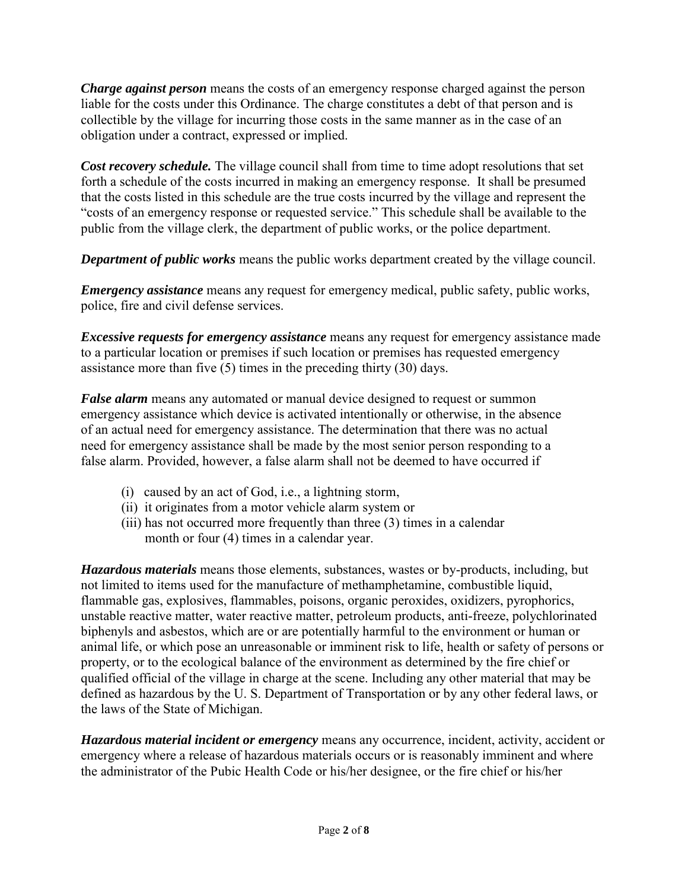***Charge against person*** means the costs of an emergency response charged against the person liable for the costs under this Ordinance. The charge constitutes a debt of that person and is collectible by the village for incurring those costs in the same manner as in the case of an obligation under a contract, expressed or implied.

***Cost recovery schedule.*** The village council shall from time to time adopt resolutions that set forth a schedule of the costs incurred in making an emergency response. It shall be presumed that the costs listed in this schedule are the true costs incurred by the village and represent the "costs of an emergency response or requested service." This schedule shall be available to the public from the village clerk, the department of public works, or the police department.

***Department of public works*** means the public works department created by the village council.

***Emergency assistance*** means any request for emergency medical, public safety, public works, police, fire and civil defense services.

***Excessive requests for emergency assistance*** means any request for emergency assistance made to a particular location or premises if such location or premises has requested emergency assistance more than five (5) times in the preceding thirty (30) days.

***False alarm*** means any automated or manual device designed to request or summon emergency assistance which device is activated intentionally or otherwise, in the absence of an actual need for emergency assistance. The determination that there was no actual need for emergency assistance shall be made by the most senior person responding to a false alarm. Provided, however, a false alarm shall not be deemed to have occurred if

(i) caused by an act of God, i.e., a lightning storm,
(ii) it originates from a motor vehicle alarm system or
(iii) has not occurred more frequently than three (3) times in a calendar month or four (4) times in a calendar year.

***Hazardous materials*** means those elements, substances, wastes or by-products, including, but not limited to items used for the manufacture of methamphetamine, combustible liquid, flammable gas, explosives, flammables, poisons, organic peroxides, oxidizers, pyrophorics, unstable reactive matter, water reactive matter, petroleum products, anti-freeze, polychlorinated biphenyls and asbestos, which are or are potentially harmful to the environment or human or animal life, or which pose an unreasonable or imminent risk to life, health or safety of persons or property, or to the ecological balance of the environment as determined by the fire chief or qualified official of the village in charge at the scene. Including any other material that may be defined as hazardous by the U. S. Department of Transportation or by any other federal laws, or the laws of the State of Michigan.

***Hazardous material incident or emergency*** means any occurrence, incident, activity, accident or emergency where a release of hazardous materials occurs or is reasonably imminent and where the administrator of the Pubic Health Code or his/her designee, or the fire chief or his/her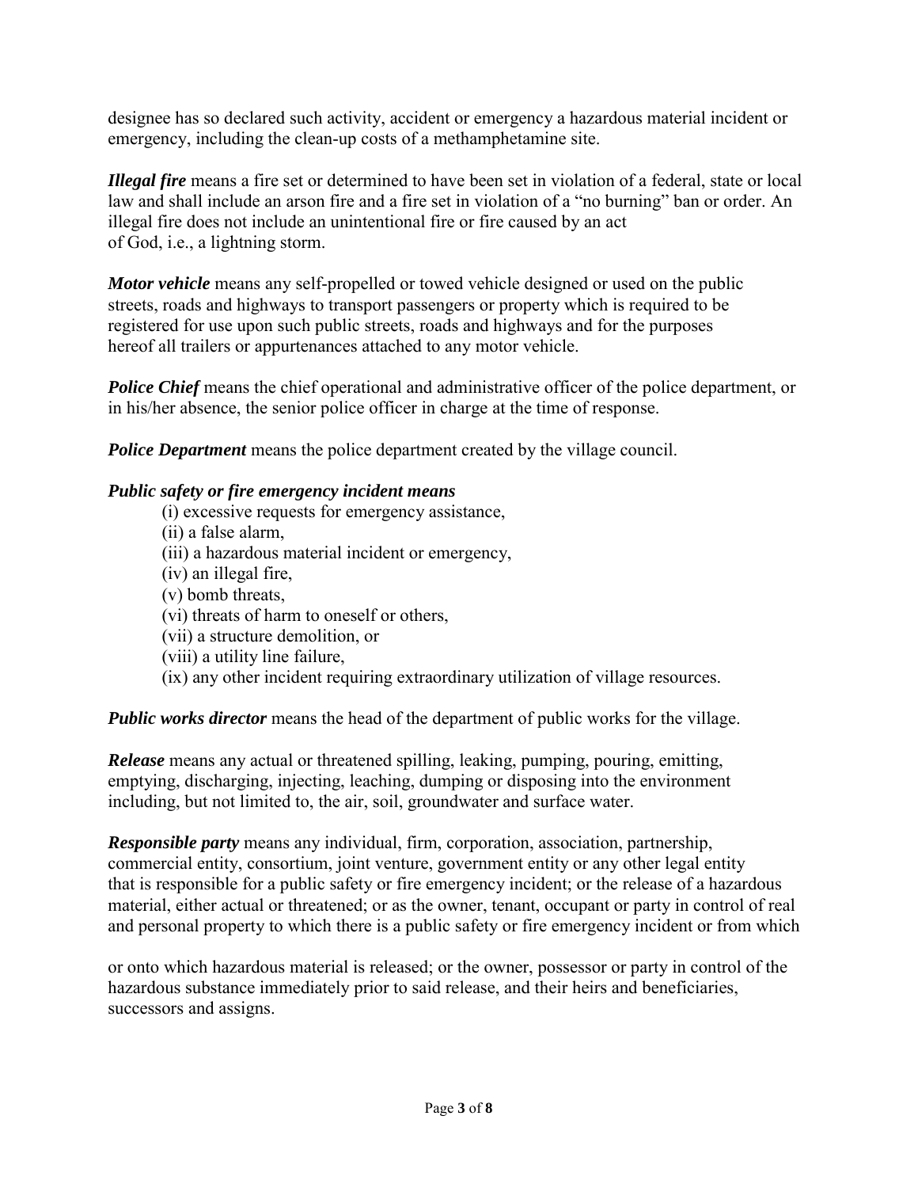designee has so declared such activity, accident or emergency a hazardous material incident or emergency, including the clean-up costs of a methamphetamine site.

***Illegal fire*** means a fire set or determined to have been set in violation of a federal, state or local law and shall include an arson fire and a fire set in violation of a "no burning" ban or order. An illegal fire does not include an unintentional fire or fire caused by an act of God, i.e., a lightning storm.

***Motor vehicle*** means any self-propelled or towed vehicle designed or used on the public streets, roads and highways to transport passengers or property which is required to be registered for use upon such public streets, roads and highways and for the purposes hereof all trailers or appurtenances attached to any motor vehicle.

***Police Chief*** means the chief operational and administrative officer of the police department, or in his/her absence, the senior police officer in charge at the time of response.

***Police Department*** means the police department created by the village council.

***Public safety or fire emergency incident means***

(i) excessive requests for emergency assistance,  
(ii) a false alarm,  
(iii) a hazardous material incident or emergency,  
(iv) an illegal fire,  
(v) bomb threats,  
(vi) threats of harm to oneself or others,  
(vii) a structure demolition, or  
(viii) a utility line failure,  
(ix) any other incident requiring extraordinary utilization of village resources.

***Public works director*** means the head of the department of public works for the village.

***Release*** means any actual or threatened spilling, leaking, pumping, pouring, emitting, emptying, discharging, injecting, leaching, dumping or disposing into the environment including, but not limited to, the air, soil, groundwater and surface water.

***Responsible party*** means any individual, firm, corporation, association, partnership, commercial entity, consortium, joint venture, government entity or any other legal entity that is responsible for a public safety or fire emergency incident; or the release of a hazardous material, either actual or threatened; or as the owner, tenant, occupant or party in control of real and personal property to which there is a public safety or fire emergency incident or from which or onto which hazardous material is released; or the owner, possessor or party in control of the hazardous substance immediately prior to said release, and their heirs and beneficiaries, successors and assigns.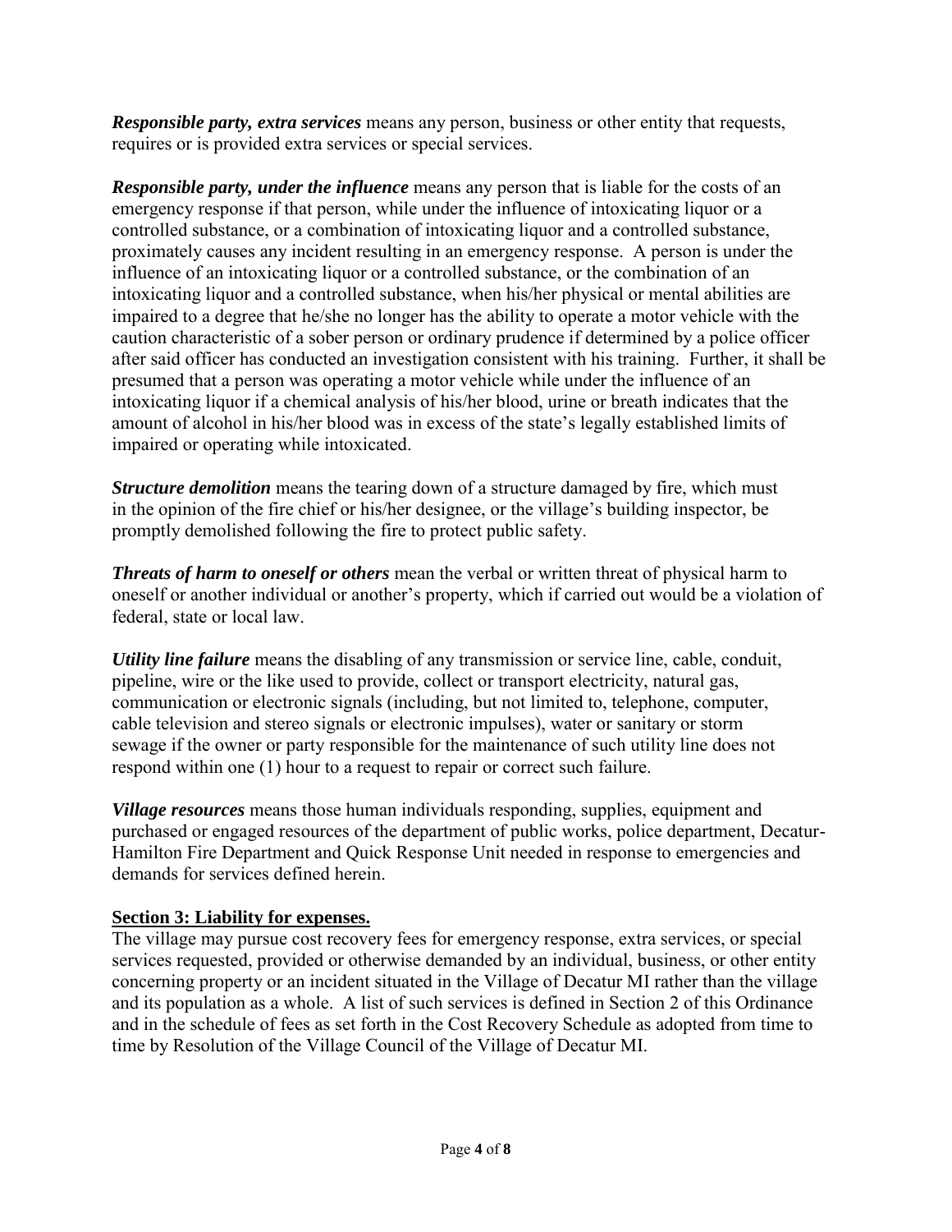***Responsible party, extra services*** means any person, business or other entity that requests, requires or is provided extra services or special services.

***Responsible party, under the influence*** means any person that is liable for the costs of an emergency response if that person, while under the influence of intoxicating liquor or a controlled substance, or a combination of intoxicating liquor and a controlled substance, proximately causes any incident resulting in an emergency response. A person is under the influence of an intoxicating liquor or a controlled substance, or the combination of an intoxicating liquor and a controlled substance, when his/her physical or mental abilities are impaired to a degree that he/she no longer has the ability to operate a motor vehicle with the caution characteristic of a sober person or ordinary prudence if determined by a police officer after said officer has conducted an investigation consistent with his training. Further, it shall be presumed that a person was operating a motor vehicle while under the influence of an intoxicating liquor if a chemical analysis of his/her blood, urine or breath indicates that the amount of alcohol in his/her blood was in excess of the state's legally established limits of impaired or operating while intoxicated.

***Structure demolition*** means the tearing down of a structure damaged by fire, which must in the opinion of the fire chief or his/her designee, or the village's building inspector, be promptly demolished following the fire to protect public safety.

***Threats of harm to oneself or others*** mean the verbal or written threat of physical harm to oneself or another individual or another's property, which if carried out would be a violation of federal, state or local law.

***Utility line failure*** means the disabling of any transmission or service line, cable, conduit, pipeline, wire or the like used to provide, collect or transport electricity, natural gas, communication or electronic signals (including, but not limited to, telephone, computer, cable television and stereo signals or electronic impulses), water or sanitary or storm sewage if the owner or party responsible for the maintenance of such utility line does not respond within one (1) hour to a request to repair or correct such failure.

***Village resources*** means those human individuals responding, supplies, equipment and purchased or engaged resources of the department of public works, police department, Decatur-Hamilton Fire Department and Quick Response Unit needed in response to emergencies and demands for services defined herein.

## Section 3: Liability for expenses.

The village may pursue cost recovery fees for emergency response, extra services, or special services requested, provided or otherwise demanded by an individual, business, or other entity concerning property or an incident situated in the Village of Decatur MI rather than the village and its population as a whole. A list of such services is defined in Section 2 of this Ordinance and in the schedule of fees as set forth in the Cost Recovery Schedule as adopted from time to time by Resolution of the Village Council of the Village of Decatur MI.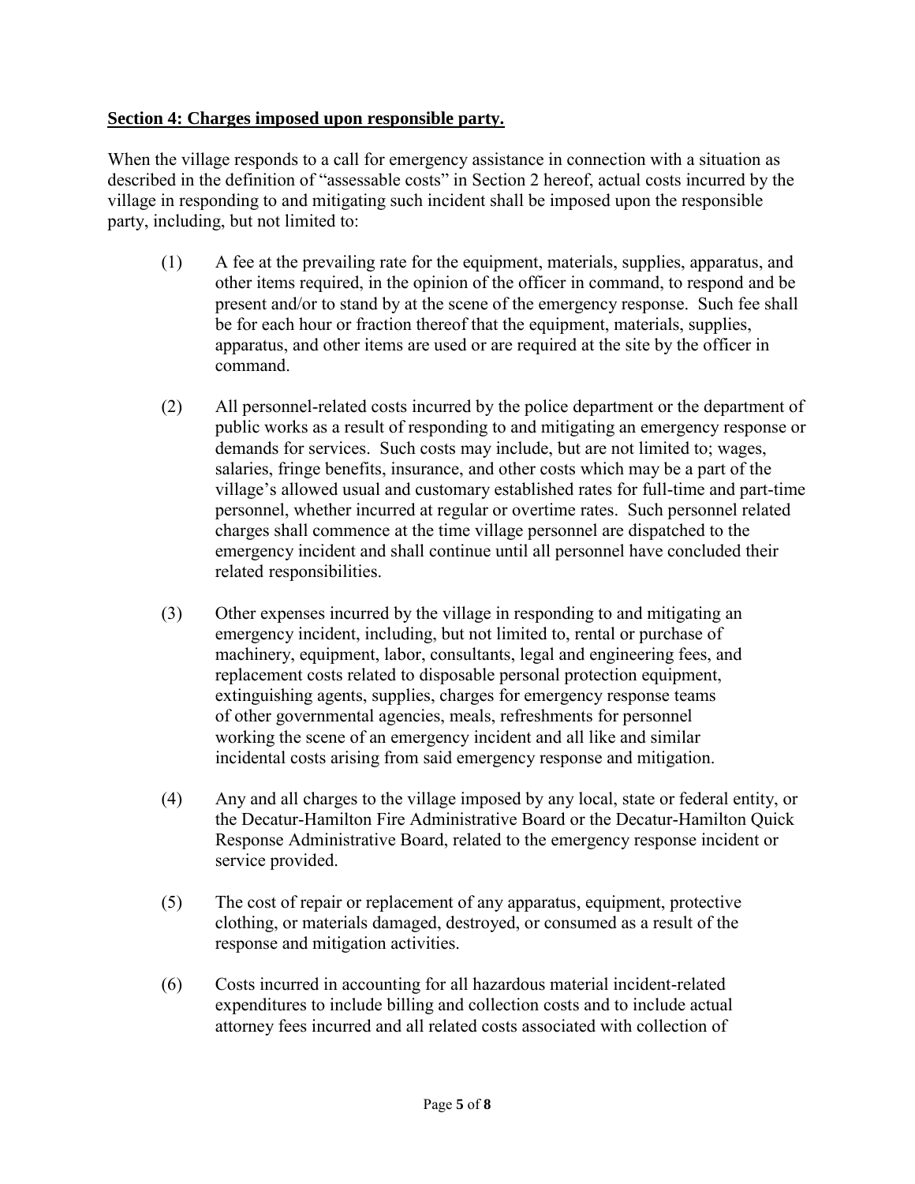**Section 4: Charges imposed upon responsible party.**

When the village responds to a call for emergency assistance in connection with a situation as described in the definition of "assessable costs" in Section 2 hereof, actual costs incurred by the village in responding to and mitigating such incident shall be imposed upon the responsible party, including, but not limited to:

(1) A fee at the prevailing rate for the equipment, materials, supplies, apparatus, and other items required, in the opinion of the officer in command, to respond and be present and/or to stand by at the scene of the emergency response. Such fee shall be for each hour or fraction thereof that the equipment, materials, supplies, apparatus, and other items are used or are required at the site by the officer in command.

(2) All personnel-related costs incurred by the police department or the department of public works as a result of responding to and mitigating an emergency response or demands for services. Such costs may include, but are not limited to; wages, salaries, fringe benefits, insurance, and other costs which may be a part of the village's allowed usual and customary established rates for full-time and part-time personnel, whether incurred at regular or overtime rates. Such personnel related charges shall commence at the time village personnel are dispatched to the emergency incident and shall continue until all personnel have concluded their related responsibilities.

(3) Other expenses incurred by the village in responding to and mitigating an emergency incident, including, but not limited to, rental or purchase of machinery, equipment, labor, consultants, legal and engineering fees, and replacement costs related to disposable personal protection equipment, extinguishing agents, supplies, charges for emergency response teams of other governmental agencies, meals, refreshments for personnel working the scene of an emergency incident and all like and similar incidental costs arising from said emergency response and mitigation.

(4) Any and all charges to the village imposed by any local, state or federal entity, or the Decatur-Hamilton Fire Administrative Board or the Decatur-Hamilton Quick Response Administrative Board, related to the emergency response incident or service provided.

(5) The cost of repair or replacement of any apparatus, equipment, protective clothing, or materials damaged, destroyed, or consumed as a result of the response and mitigation activities.

(6) Costs incurred in accounting for all hazardous material incident-related expenditures to include billing and collection costs and to include actual attorney fees incurred and all related costs associated with collection of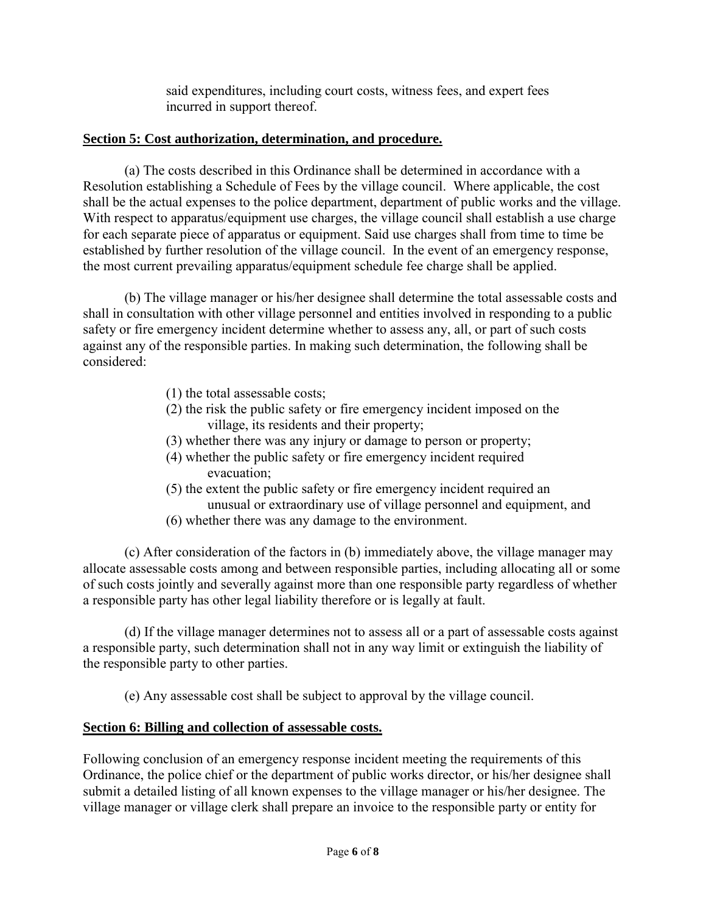said expenditures, including court costs, witness fees, and expert fees incurred in support thereof.

**Section 5: Cost authorization, determination, and procedure.**

(a) The costs described in this Ordinance shall be determined in accordance with a Resolution establishing a Schedule of Fees by the village council. Where applicable, the cost shall be the actual expenses to the police department, department of public works and the village. With respect to apparatus/equipment use charges, the village council shall establish a use charge for each separate piece of apparatus or equipment. Said use charges shall from time to time be established by further resolution of the village council. In the event of an emergency response, the most current prevailing apparatus/equipment schedule fee charge shall be applied.

(b) The village manager or his/her designee shall determine the total assessable costs and shall in consultation with other village personnel and entities involved in responding to a public safety or fire emergency incident determine whether to assess any, all, or part of such costs against any of the responsible parties. In making such determination, the following shall be considered:

(1) the total assessable costs;
(2) the risk the public safety or fire emergency incident imposed on the village, its residents and their property;
(3) whether there was any injury or damage to person or property;
(4) whether the public safety or fire emergency incident required evacuation;
(5) the extent the public safety or fire emergency incident required an unusual or extraordinary use of village personnel and equipment, and
(6) whether there was any damage to the environment.

(c) After consideration of the factors in (b) immediately above, the village manager may allocate assessable costs among and between responsible parties, including allocating all or some of such costs jointly and severally against more than one responsible party regardless of whether a responsible party has other legal liability therefore or is legally at fault.

(d) If the village manager determines not to assess all or a part of assessable costs against a responsible party, such determination shall not in any way limit or extinguish the liability of the responsible party to other parties.

(e) Any assessable cost shall be subject to approval by the village council.

**Section 6: Billing and collection of assessable costs.**

Following conclusion of an emergency response incident meeting the requirements of this Ordinance, the police chief or the department of public works director, or his/her designee shall submit a detailed listing of all known expenses to the village manager or his/her designee. The village manager or village clerk shall prepare an invoice to the responsible party or entity for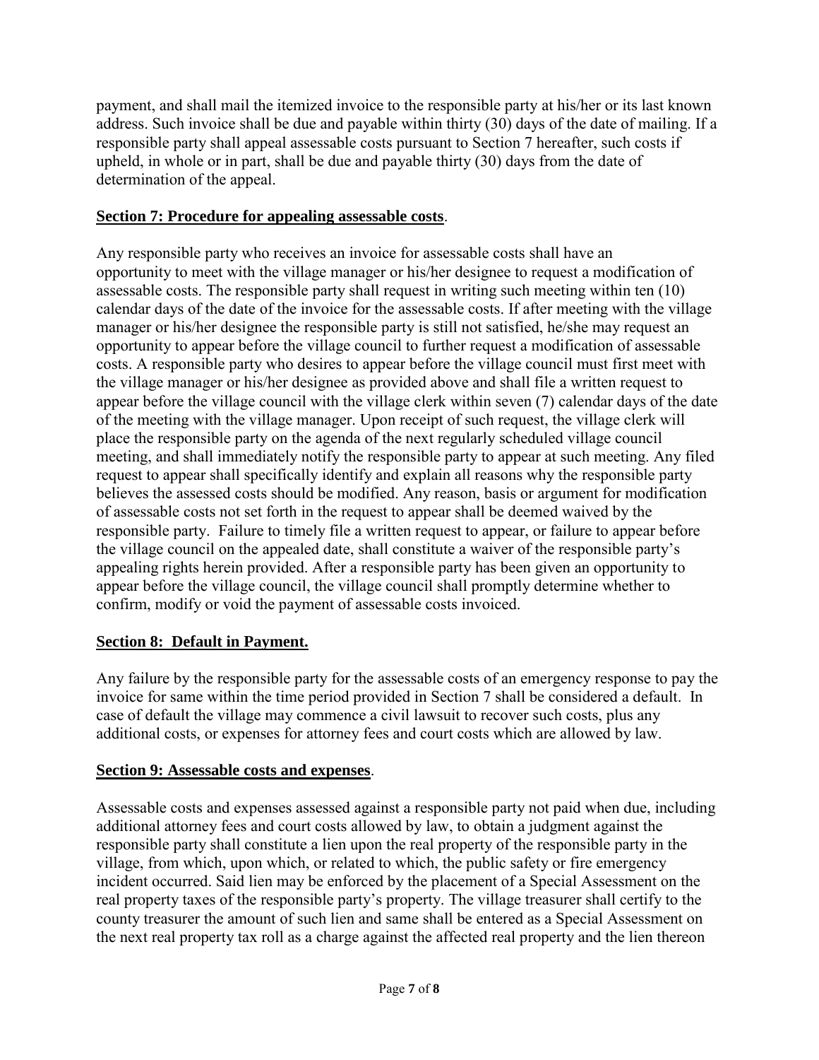payment, and shall mail the itemized invoice to the responsible party at his/her or its last known address. Such invoice shall be due and payable within thirty (30) days of the date of mailing. If a responsible party shall appeal assessable costs pursuant to Section 7 hereafter, such costs if upheld, in whole or in part, shall be due and payable thirty (30) days from the date of determination of the appeal.

**Section 7: Procedure for appealing assessable costs**.

Any responsible party who receives an invoice for assessable costs shall have an opportunity to meet with the village manager or his/her designee to request a modification of assessable costs. The responsible party shall request in writing such meeting within ten (10) calendar days of the date of the invoice for the assessable costs. If after meeting with the village manager or his/her designee the responsible party is still not satisfied, he/she may request an opportunity to appear before the village council to further request a modification of assessable costs. A responsible party who desires to appear before the village council must first meet with the village manager or his/her designee as provided above and shall file a written request to appear before the village council with the village clerk within seven (7) calendar days of the date of the meeting with the village manager. Upon receipt of such request, the village clerk will place the responsible party on the agenda of the next regularly scheduled village council meeting, and shall immediately notify the responsible party to appear at such meeting. Any filed request to appear shall specifically identify and explain all reasons why the responsible party believes the assessed costs should be modified. Any reason, basis or argument for modification of assessable costs not set forth in the request to appear shall be deemed waived by the responsible party. Failure to timely file a written request to appear, or failure to appear before the village council on the appealed date, shall constitute a waiver of the responsible party's appealing rights herein provided. After a responsible party has been given an opportunity to appear before the village council, the village council shall promptly determine whether to confirm, modify or void the payment of assessable costs invoiced.

**Section 8: Default in Payment.**

Any failure by the responsible party for the assessable costs of an emergency response to pay the invoice for same within the time period provided in Section 7 shall be considered a default. In case of default the village may commence a civil lawsuit to recover such costs, plus any additional costs, or expenses for attorney fees and court costs which are allowed by law.

**Section 9: Assessable costs and expenses**.

Assessable costs and expenses assessed against a responsible party not paid when due, including additional attorney fees and court costs allowed by law, to obtain a judgment against the responsible party shall constitute a lien upon the real property of the responsible party in the village, from which, upon which, or related to which, the public safety or fire emergency incident occurred. Said lien may be enforced by the placement of a Special Assessment on the real property taxes of the responsible party's property. The village treasurer shall certify to the county treasurer the amount of such lien and same shall be entered as a Special Assessment on the next real property tax roll as a charge against the affected real property and the lien thereon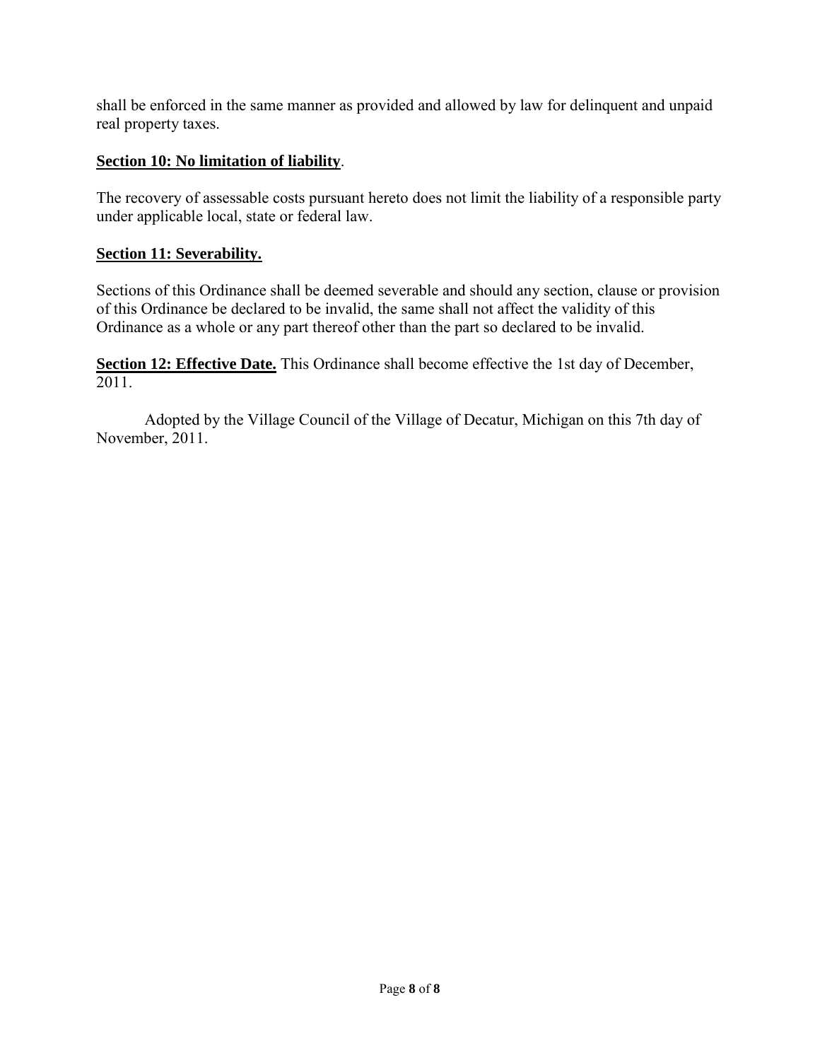shall be enforced in the same manner as provided and allowed by law for delinquent and unpaid real property taxes.

**Section 10: No limitation of liability**.

The recovery of assessable costs pursuant hereto does not limit the liability of a responsible party under applicable local, state or federal law.

**Section 11: Severability.**

Sections of this Ordinance shall be deemed severable and should any section, clause or provision of this Ordinance be declared to be invalid, the same shall not affect the validity of this Ordinance as a whole or any part thereof other than the part so declared to be invalid.

**Section 12: Effective Date.** This Ordinance shall become effective the 1st day of December, 2011.

Adopted by the Village Council of the Village of Decatur, Michigan on this 7th day of November, 2011.